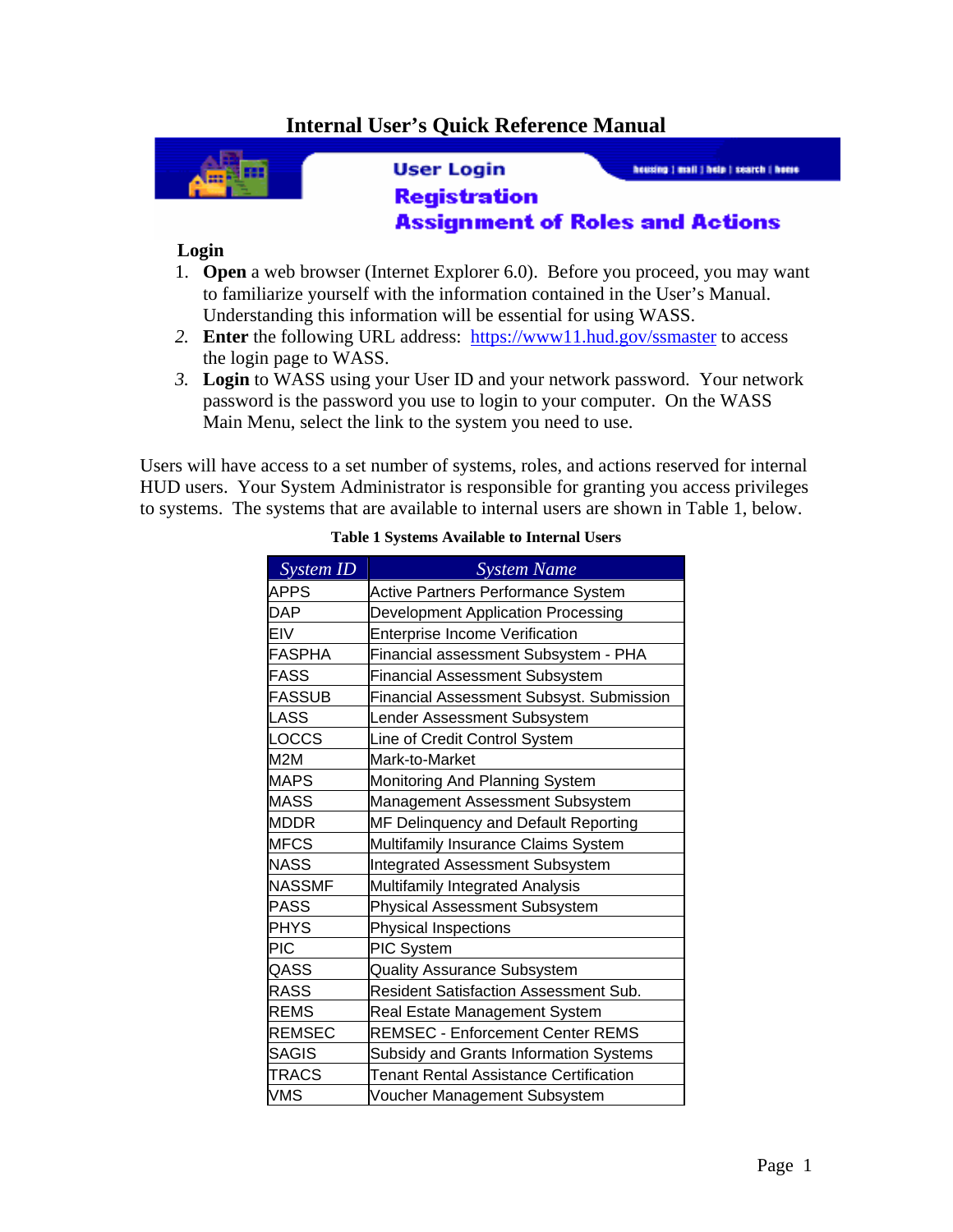# Internal User's Quick Reference Manual

User Login

Registration

Assignment of Roles and Actions

housing | mail | help | search | home

**Login**

1. **Open** a web browser (Internet Explorer 6.0). Before you proceed, you may want to familiarize yourself with the information contained in the User's Manual. Understanding this information will be essential for using WASS.
2. **Enter** the following URL address: https://www11.hud.gov/ssmaster to access the login page to WASS.
3. **Login** to WASS using your User ID and your network password. Your network password is the password you use to login to your computer. On the WASS Main Menu, select the link to the system you need to use.

Users will have access to a set number of systems, roles, and actions reserved for internal HUD users. Your System Administrator is responsible for granting you access privileges to systems. The systems that are available to internal users are shown in Table 1, below.

**Table 1 Systems Available to Internal Users**

| *System ID* | *System Name* |
|---|---|
| APPS | Active Partners Performance System |
| DAP | Development Application Processing |
| EIV | Enterprise Income Verification |
| FASPHA | Financial assessment Subsystem - PHA |
| FASS | Financial Assessment Subsystem |
| FASSUB | Financial Assessment Subsyst. Submission |
| LASS | Lender Assessment Subsystem |
| LOCCS | Line of Credit Control System |
| M2M | Mark-to-Market |
| MAPS | Monitoring And Planning System |
| MASS | Management Assessment Subsystem |
| MDDR | MF Delinquency and Default Reporting |
| MFCS | Multifamily Insurance Claims System |
| NASS | Integrated Assessment Subsystem |
| NASSMF | Multifamily Integrated Analysis |
| PASS | Physical Assessment Subsystem |
| PHYS | Physical Inspections |
| PIC | PIC System |
| QASS | Quality Assurance Subsystem |
| RASS | Resident Satisfaction Assessment Sub. |
| REMS | Real Estate Management System |
| REMSEC | REMSEC - Enforcement Center REMS |
| SAGIS | Subsidy and Grants Information Systems |
| TRACS | Tenant Rental Assistance Certification |
| VMS | Voucher Management Subsystem |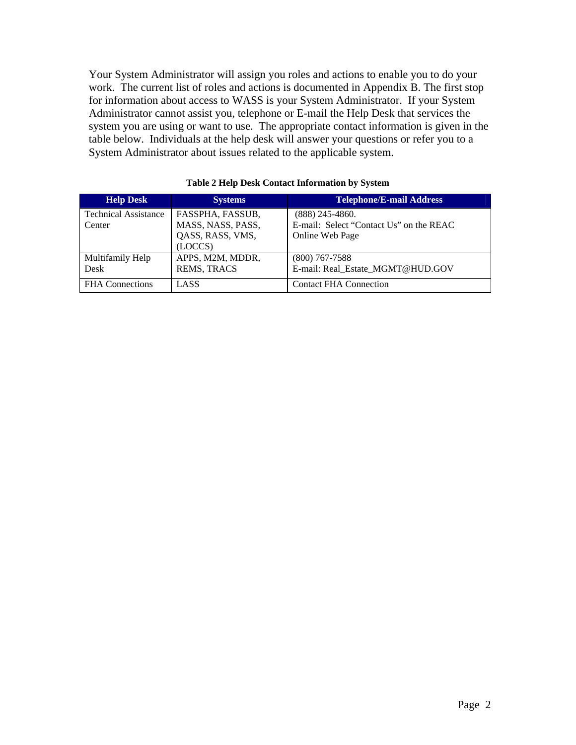Your System Administrator will assign you roles and actions to enable you to do your work. The current list of roles and actions is documented in Appendix B. The first stop for information about access to WASS is your System Administrator. If your System Administrator cannot assist you, telephone or E-mail the Help Desk that services the system you are using or want to use. The appropriate contact information is given in the table below. Individuals at the help desk will answer your questions or refer you to a System Administrator about issues related to the applicable system.

**Table 2 Help Desk Contact Information by System**

| Help Desk | Systems | Telephone/E-mail Address |
|---|---|---|
| Technical Assistance Center | FASSPHA, FASSUB, MASS, NASS, PASS, QASS, RASS, VMS, (LOCCS) | (888) 245-4860.<br>E-mail: Select "Contact Us" on the REAC Online Web Page |
| Multifamily Help Desk | APPS, M2M, MDDR, REMS, TRACS | (800) 767-7588<br>E-mail: Real_Estate_MGMT@HUD.GOV |
| FHA Connections | LASS | Contact FHA Connection |